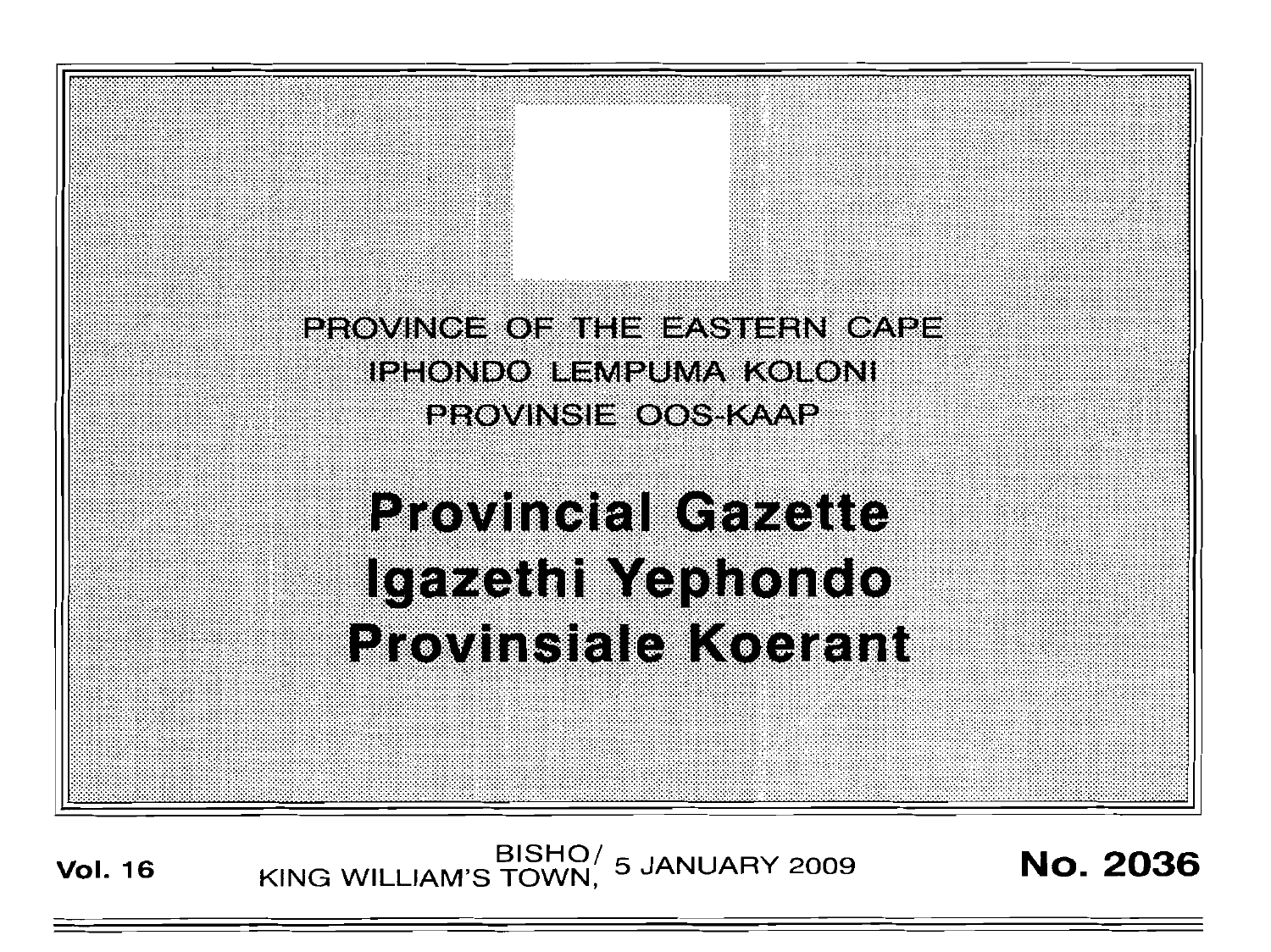PROVINCE OF THE EASTERN CAPE

IPHONDO LEMPUMA KOLONI

PROVINSIE OOS-KAAP

# Provincial Gazette
# Igazethi Yephondo
# Provinsiale Koerant

**Vol. 16** BISHO/ KING WILLIAM'S TOWN, 5 JANUARY 2009 **No. 2036**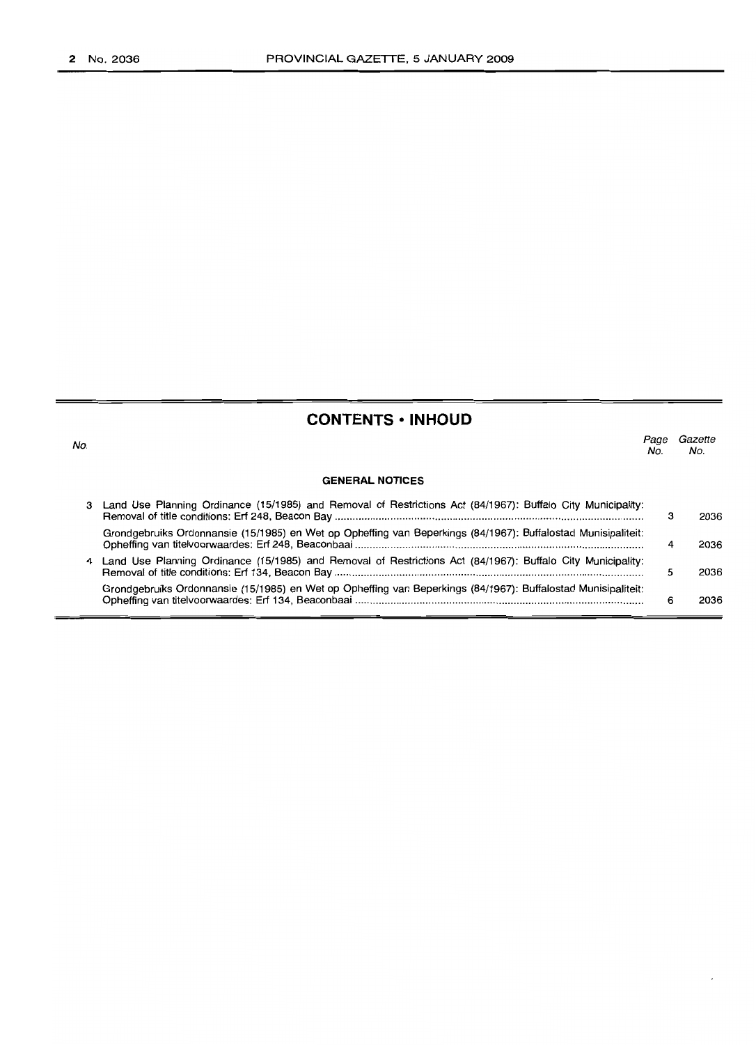## CONTENTS • INHOUD

| No. | | Page No. | Gazette No. |
|---|---|---|---|
| | **GENERAL NOTICES** | | |
| 3 | Land Use Planning Ordinance (15/1985) and Removal of Restrictions Act (84/1967): Buffalo City Municipality: Removal of title conditions: Erf 248, Beacon Bay | 3 | 2036 |
| | Grondgebruiks Ordonnansie (15/1985) en Wet op Opheffing van Beperkings (84/1967): Buffalostad Munisipaliteit: Opheffing van titelvoorwaardes: Erf 248, Beaconbaai | 4 | 2036 |
| 4 | Land Use Planning Ordinance (15/1985) and Removal of Restrictions Act (84/1967): Buffalo City Municipality: Removal of title conditions: Erf 134, Beacon Bay | 5 | 2036 |
| | Grondgebruiks Ordonnansie (15/1985) en Wet op Opheffing van Beperkings (84/1967): Buffalostad Munisipaliteit: Opheffing van titelvoorwaardes: Erf 134, Beaconbaai | 6 | 2036 |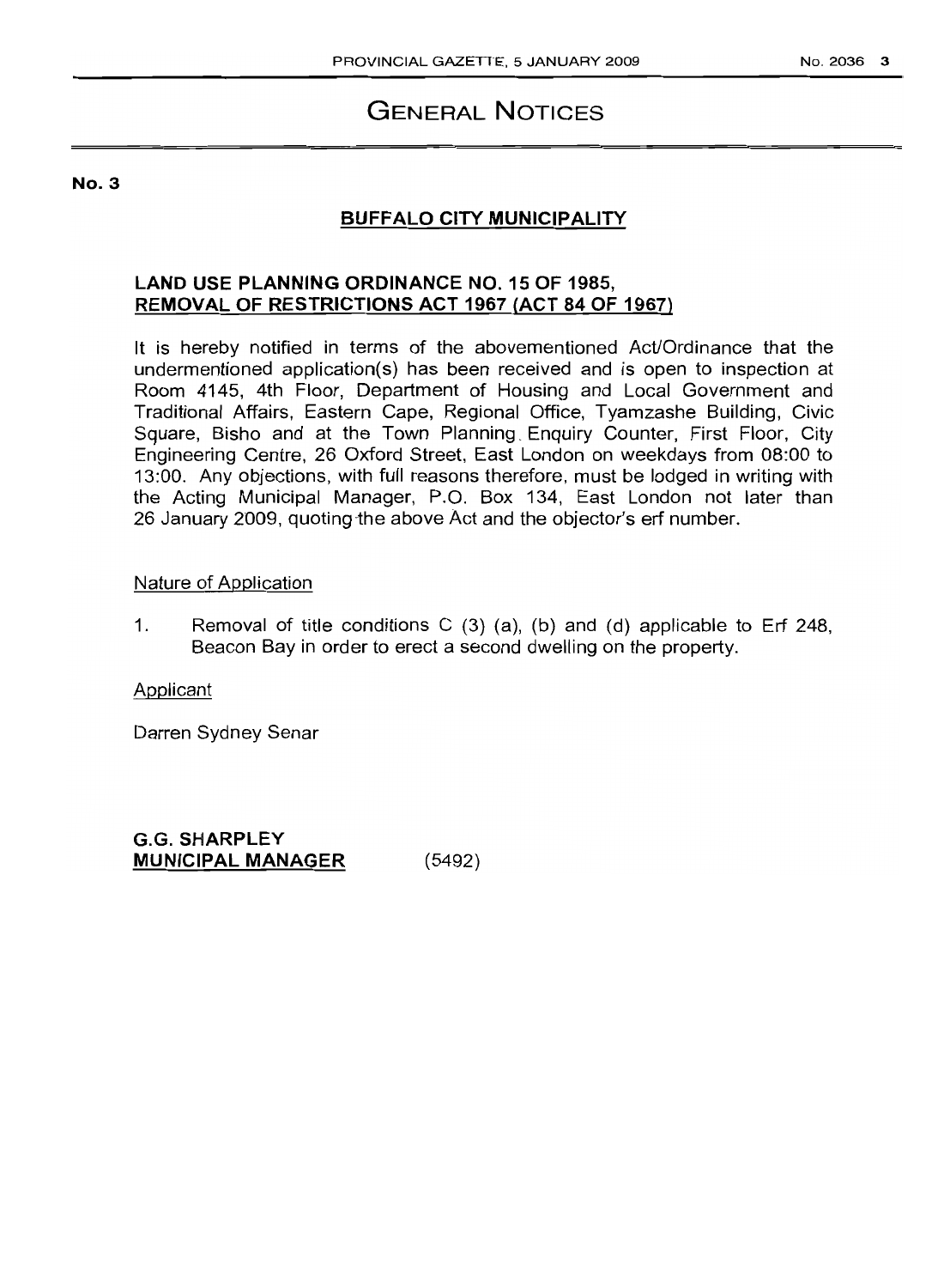# GENERAL NOTICES

**No. 3**

## BUFFALO CITY MUNICIPALITY

**LAND USE PLANNING ORDINANCE NO. 15 OF 1985, REMOVAL OF RESTRICTIONS ACT 1967 (ACT 84 OF 1967)**

It is hereby notified in terms of the abovementioned Act/Ordinance that the undermentioned application(s) has been received and is open to inspection at Room 4145, 4th Floor, Department of Housing and Local Government and Traditional Affairs, Eastern Cape, Regional Office, Tyamzashe Building, Civic Square, Bisho and at the Town Planning Enquiry Counter, First Floor, City Engineering Centre, 26 Oxford Street, East London on weekdays from 08:00 to 13:00. Any objections, with full reasons therefore, must be lodged in writing with the Acting Municipal Manager, P.O. Box 134, East London not later than 26 January 2009, quoting the above Act and the objector's erf number.

Nature of Application

1. Removal of title conditions C (3) (a), (b) and (d) applicable to Erf 248, Beacon Bay in order to erect a second dwelling on the property.

Applicant

Darren Sydney Senar

**G.G. SHARPLEY**
**MUNICIPAL MANAGER** (5492)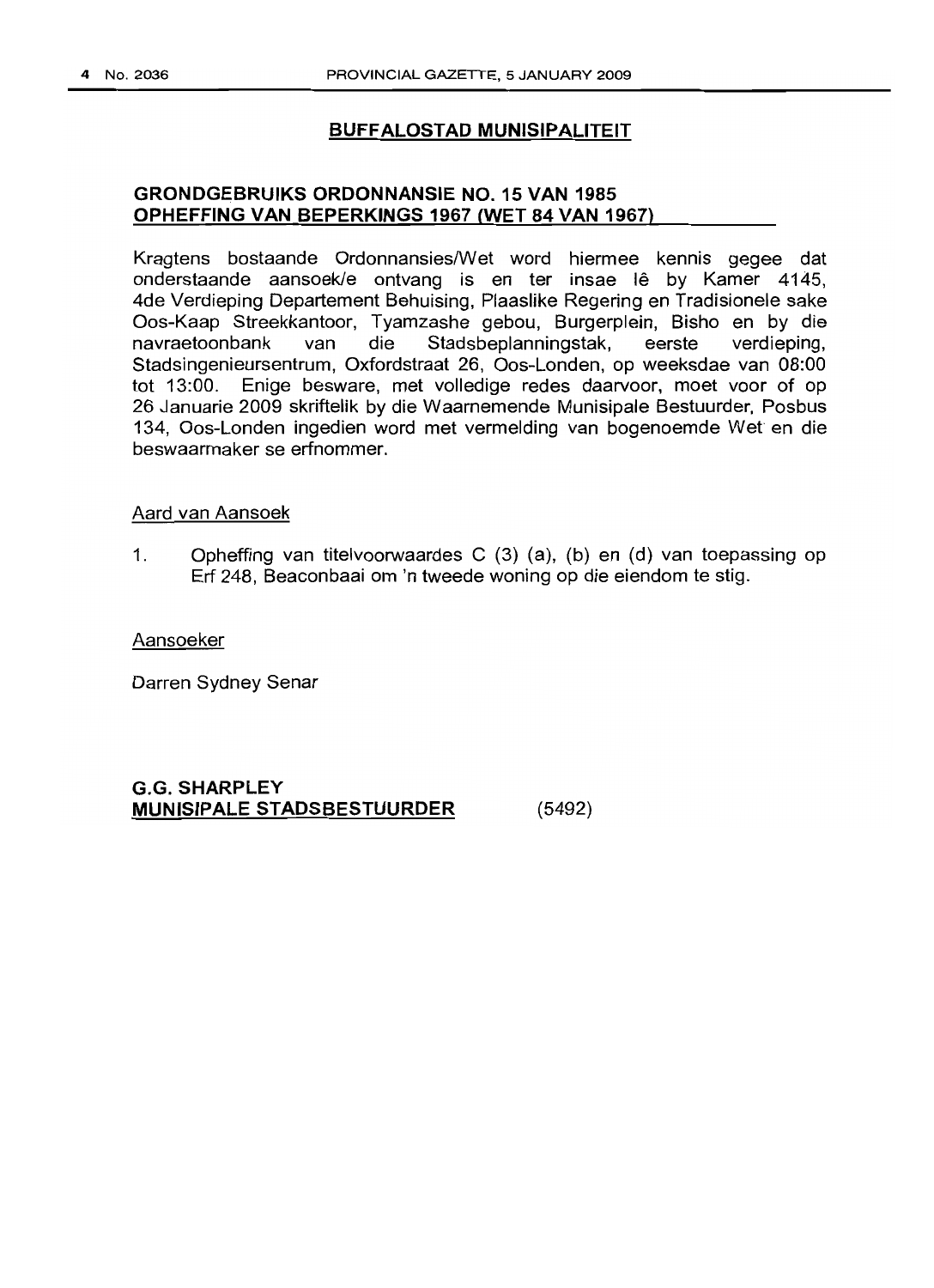## BUFFALOSTAD MUNISIPALITEIT

### GRONDGEBRUIKS ORDONNANSIE NO. 15 VAN 1985
### OPHEFFING VAN BEPERKINGS 1967 (WET 84 VAN 1967)

Kragtens bostaande Ordonnansies/Wet word hiermee kennis gegee dat onderstaande aansoek/e ontvang is en ter insae lê by Kamer 4145, 4de Verdieping Departement Behuising, Plaaslike Regering en Tradisionele sake Oos-Kaap Streekkantoor, Tyamzashe gebou, Burgerplein, Bisho en by die navraetoonbank van die Stadsbeplanningstak, eerste verdieping, Stadsingenieursentrum, Oxfordstraat 26, Oos-Londen, op weeksdae van 08:00 tot 13:00. Enige besware, met volledige redes daarvoor, moet voor of op 26 Januarie 2009 skriftelik by die Waarnemende Munisipale Bestuurder, Posbus 134, Oos-Londen ingedien word met vermelding van bogenoemde Wet en die beswaarmaker se erfnommer.

Aard van Aansoek

1. Opheffing van titelvoorwaardes C (3) (a), (b) en (d) van toepassing op Erf 248, Beaconbaai om 'n tweede woning op die eiendom te stig.

Aansoeker

Darren Sydney Senar

**G.G. SHARPLEY**
**MUNISIPALE STADSBESTUURDER** (5492)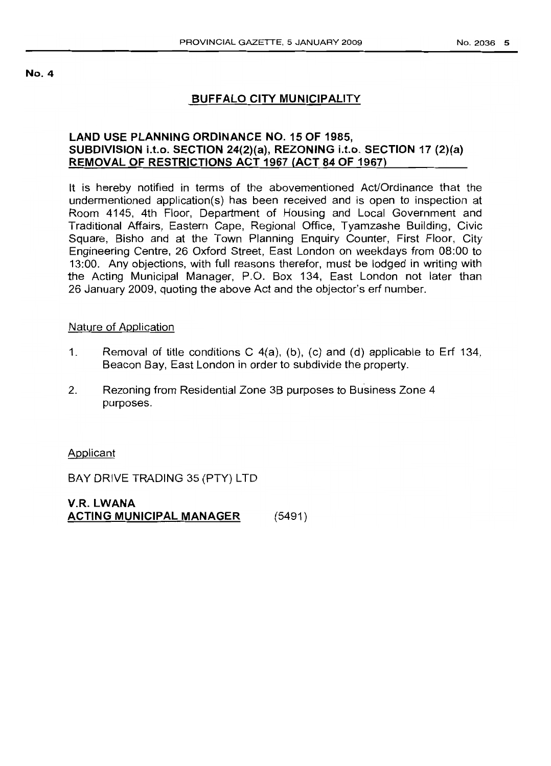**No. 4**

## BUFFALO CITY MUNICIPALITY

### LAND USE PLANNING ORDINANCE NO. 15 OF 1985, SUBDIVISION i.t.o. SECTION 24(2)(a), REZONING i.t.o. SECTION 17 (2)(a) REMOVAL OF RESTRICTIONS ACT 1967 (ACT 84 OF 1967)

It is hereby notified in terms of the abovementioned Act/Ordinance that the undermentioned application(s) has been received and is open to inspection at Room 4145, 4th Floor, Department of Housing and Local Government and Traditional Affairs, Eastern Cape, Regional Office, Tyamzashe Building, Civic Square, Bisho and at the Town Planning Enquiry Counter, First Floor, City Engineering Centre, 26 Oxford Street, East London on weekdays from 08:00 to 13:00. Any objections, with full reasons therefor, must be lodged in writing with the Acting Municipal Manager, P.O. Box 134, East London not later than 26 January 2009, quoting the above Act and the objector's erf number.

Nature of Application

1. Removal of title conditions C 4(a), (b), (c) and (d) applicable to Erf 134, Beacon Bay, East London in order to subdivide the property.
2. Rezoning from Residential Zone 3B purposes to Business Zone 4 purposes.

Applicant

BAY DRIVE TRADING 35 (PTY) LTD

**V.R. LWANA**
**ACTING MUNICIPAL MANAGER** (5491)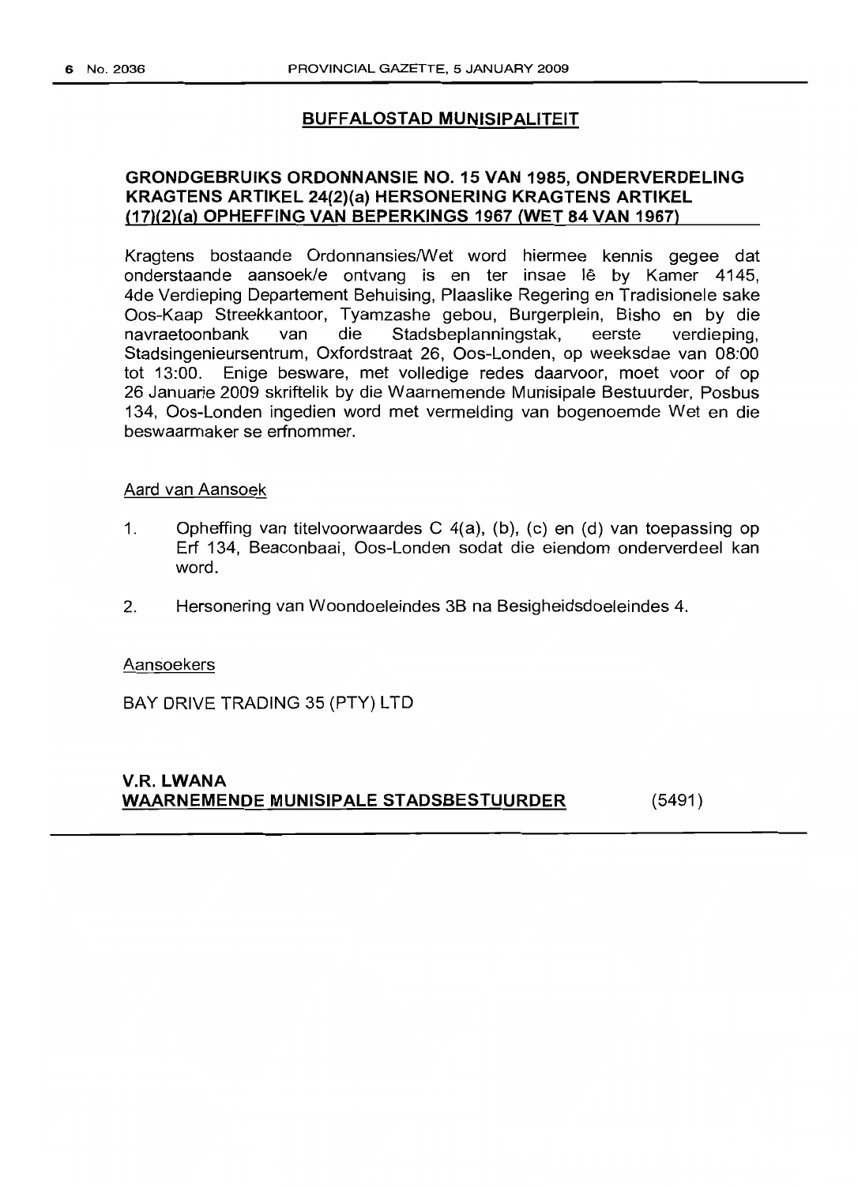## BUFFALOSTAD MUNISIPALITEIT

### GRONDGEBRUIKS ORDONNANSIE NO. 15 VAN 1985, ONDERVERDELING KRAGTENS ARTIKEL 24(2)(a) HERSONERING KRAGTENS ARTIKEL (17)(2)(a) OPHEFFING VAN BEPERKINGS 1967 (WET 84 VAN 1967)

Kragtens bostaande Ordonnansies/Wet word hiermee kennis gegee dat onderstaande aansoek/e ontvang is en ter insae lê by Kamer 4145, 4de Verdieping Departement Behuising, Plaaslike Regering en Tradisionele sake Oos-Kaap Streekkantoor, Tyamzashe gebou, Burgerplein, Bisho en by die navraetoonbank van die Stadsbeplanningstak, eerste verdieping, Stadsingenieursentrum, Oxfordstraat 26, Oos-Londen, op weeksdae van 08:00 tot 13:00. Enige besware, met volledige redes daarvoor, moet voor of op 26 Januarie 2009 skriftelik by die Waarnemende Munisipale Bestuurder, Posbus 134, Oos-Londen ingedien word met vermelding van bogenoemde Wet en die beswaarmaker se erfnommer.

Aard van Aansoek

1. Opheffing van titelvoorwaardes C 4(a), (b), (c) en (d) van toepassing op Erf 134, Beaconbaai, Oos-Londen sodat die eiendom onderverdeel kan word.

2. Hersonering van Woondoeleindes 3B na Besigheidsdoeleindes 4.

Aansoekers

BAY DRIVE TRADING 35 (PTY) LTD

**V.R. LWANA**
**WAARNEMENDE MUNISIPALE STADSBESTUURDER** (5491)